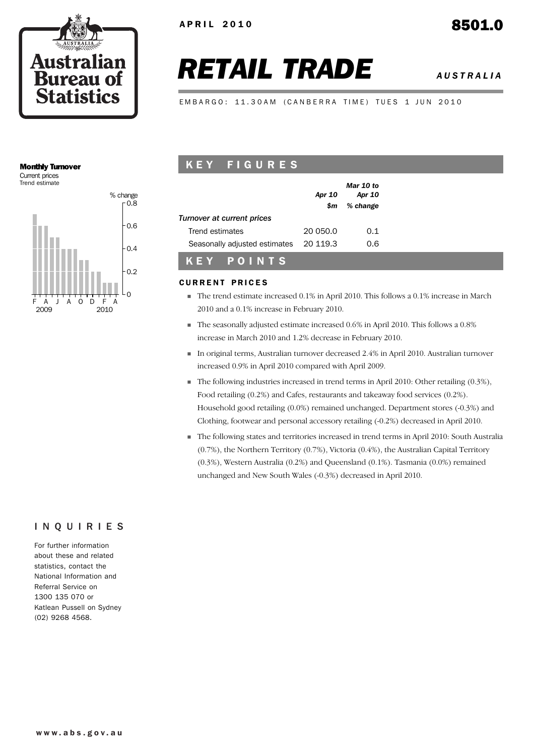APRIL 2010

8501.0

# RETAIL TRADE

*AUSTRALIA*

EMBARGO: 11.30AM (CANBERRA TIME) TUES 1 JUN 2010

**Monthly Turnover**
Current prices
Trend estimate

## KEY FIGURES

| | Apr 10 | Mar 10 to Apr 10 |
|---|---|---|
| | $m | % change |
| *Turnover at current prices* | | |
| Trend estimates | 20 050.0 | 0.1 |
| Seasonally adjusted estimates | 20 119.3 | 0.6 |

## KEY POINTS

### CURRENT PRICES

- The trend estimate increased 0.1% in April 2010. This follows a 0.1% increase in March 2010 and a 0.1% increase in February 2010.
- The seasonally adjusted estimate increased 0.6% in April 2010. This follows a 0.8% increase in March 2010 and 1.2% decrease in February 2010.
- In original terms, Australian turnover decreased 2.4% in April 2010. Australian turnover increased 0.9% in April 2010 compared with April 2009.
- The following industries increased in trend terms in April 2010: Other retailing (0.3%), Food retailing (0.2%) and Cafes, restaurants and takeaway food services (0.2%). Household good retailing (0.0%) remained unchanged. Department stores (-0.3%) and Clothing, footwear and personal accessory retailing (-0.2%) decreased in April 2010.
- The following states and territories increased in trend terms in April 2010: South Australia (0.7%), the Northern Territory (0.7%), Victoria (0.4%), the Australian Capital Territory (0.3%), Western Australia (0.2%) and Queensland (0.1%). Tasmania (0.0%) remained unchanged and New South Wales (-0.3%) decreased in April 2010.

## INQUIRIES

For further information about these and related statistics, contact the National Information and Referral Service on 1300 135 070 or Katlean Pussell on Sydney (02) 9268 4568.

www.abs.gov.au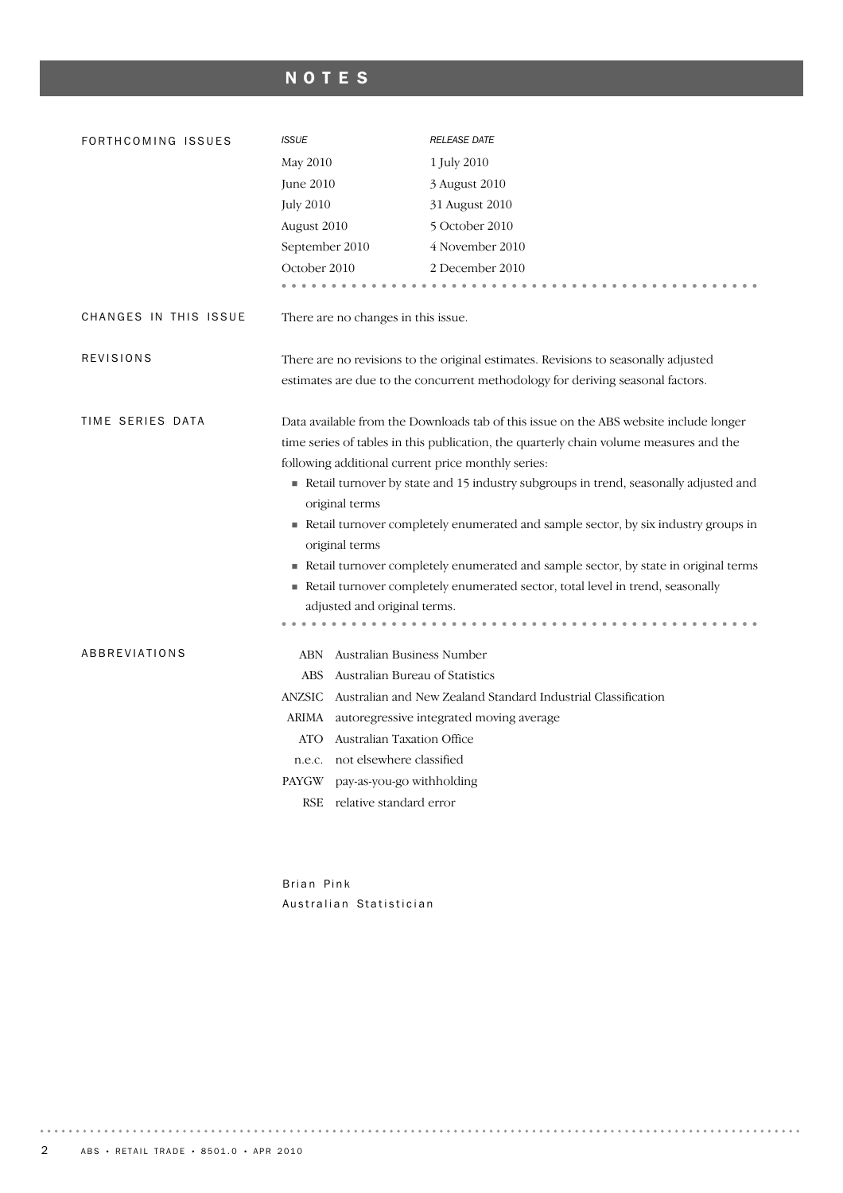# NOTES

## FORTHCOMING ISSUES

| *ISSUE* | *RELEASE DATE* |
|---|---|
| May 2010 | 1 July 2010 |
| June 2010 | 3 August 2010 |
| July 2010 | 31 August 2010 |
| August 2010 | 5 October 2010 |
| September 2010 | 4 November 2010 |
| October 2010 | 2 December 2010 |

## CHANGES IN THIS ISSUE

There are no changes in this issue.

## REVISIONS

There are no revisions to the original estimates. Revisions to seasonally adjusted estimates are due to the concurrent methodology for deriving seasonal factors.

## TIME SERIES DATA

Data available from the Downloads tab of this issue on the ABS website include longer time series of tables in this publication, the quarterly chain volume measures and the following additional current price monthly series:

- Retail turnover by state and 15 industry subgroups in trend, seasonally adjusted and original terms
- Retail turnover completely enumerated and sample sector, by six industry groups in original terms
- Retail turnover completely enumerated and sample sector, by state in original terms
- Retail turnover completely enumerated sector, total level in trend, seasonally adjusted and original terms.

## ABBREVIATIONS

| | |
|---|---|
| ABN | Australian Business Number |
| ABS | Australian Bureau of Statistics |
| ANZSIC | Australian and New Zealand Standard Industrial Classification |
| ARIMA | autoregressive integrated moving average |
| ATO | Australian Taxation Office |
| n.e.c. | not elsewhere classified |
| PAYGW | pay-as-you-go withholding |
| RSE | relative standard error |

Brian Pink
Australian Statistician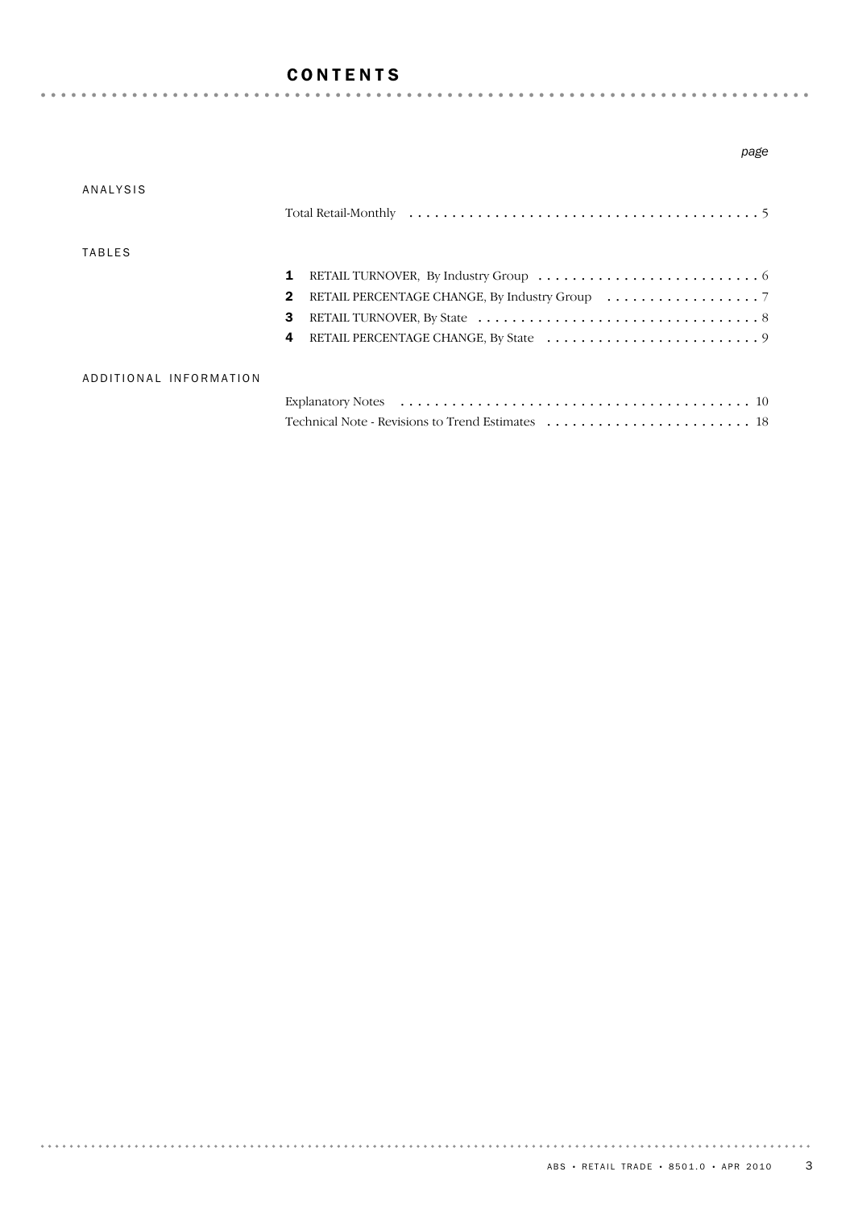# CONTENTS

*page*

ANALYSIS

Total Retail-Monthly . . . . . . . . . . . . . . . . . . . . . . . . . . . . . . . . . . . . . . . . . 5

TABLES

**1** RETAIL TURNOVER, By Industry Group . . . . . . . . . . . . . . . . . . . . . . . . . . 6
**2** RETAIL PERCENTAGE CHANGE, By Industry Group . . . . . . . . . . . . . . . . . . 7
**3** RETAIL TURNOVER, By State . . . . . . . . . . . . . . . . . . . . . . . . . . . . . . . . . 8
**4** RETAIL PERCENTAGE CHANGE, By State . . . . . . . . . . . . . . . . . . . . . . . . . 9

ADDITIONAL INFORMATION

Explanatory Notes . . . . . . . . . . . . . . . . . . . . . . . . . . . . . . . . . . . . . . . . . 10
Technical Note - Revisions to Trend Estimates . . . . . . . . . . . . . . . . . . . . . . . . 18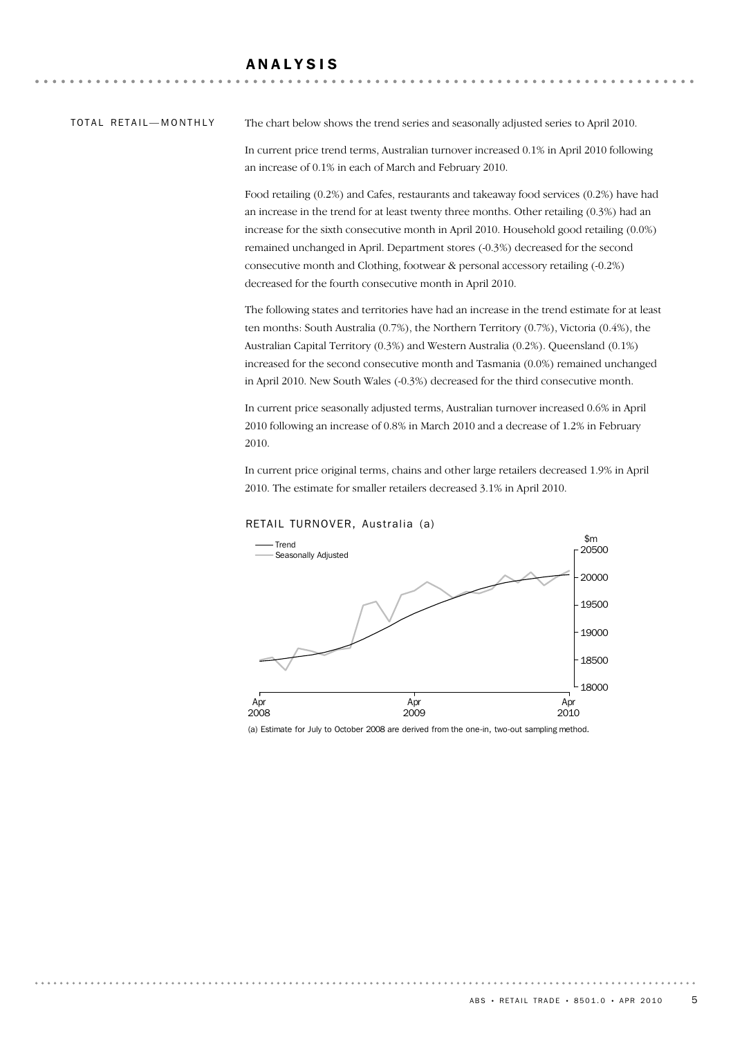# ANALYSIS

## TOTAL RETAIL—MONTHLY

The chart below shows the trend series and seasonally adjusted series to April 2010.

In current price trend terms, Australian turnover increased 0.1% in April 2010 following an increase of 0.1% in each of March and February 2010.

Food retailing (0.2%) and Cafes, restaurants and takeaway food services (0.2%) have had an increase in the trend for at least twenty three months. Other retailing (0.3%) had an increase for the sixth consecutive month in April 2010. Household good retailing (0.0%) remained unchanged in April. Department stores (-0.3%) decreased for the second consecutive month and Clothing, footwear & personal accessory retailing (-0.2%) decreased for the fourth consecutive month in April 2010.

The following states and territories have had an increase in the trend estimate for at least ten months: South Australia (0.7%), the Northern Territory (0.7%), Victoria (0.4%), the Australian Capital Territory (0.3%) and Western Australia (0.2%). Queensland (0.1%) increased for the second consecutive month and Tasmania (0.0%) remained unchanged in April 2010. New South Wales (-0.3%) decreased for the third consecutive month.

In current price seasonally adjusted terms, Australian turnover increased 0.6% in April 2010 following an increase of 0.8% in March 2010 and a decrease of 1.2% in February 2010.

In current price original terms, chains and other large retailers decreased 1.9% in April 2010. The estimate for smaller retailers decreased 3.1% in April 2010.

RETAIL TURNOVER, Australia (a)

(a) Estimate for July to October 2008 are derived from the one-in, two-out sampling method.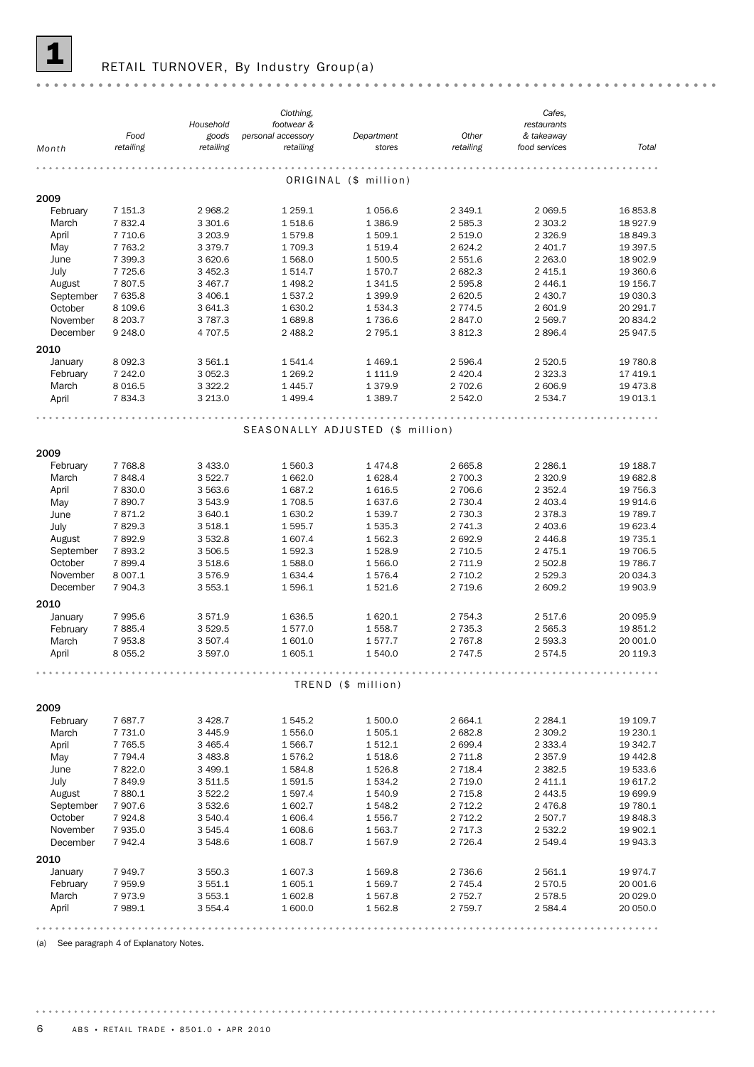# 1 RETAIL TURNOVER, By Industry Group(a)

| Month | Food retailing | Household goods retailing | Clothing, footwear & personal accessory retailing | Department stores | Other retailing | Cafes, restaurants & takeaway food services | Total |
|---|---|---|---|---|---|---|---|
| **ORIGINAL ($ million)** | | | | | | | |
| **2009** | | | | | | | |
| February | 7 151.3 | 2 968.2 | 1 259.1 | 1 056.6 | 2 349.1 | 2 069.5 | 16 853.8 |
| March | 7 832.4 | 3 301.6 | 1 518.6 | 1 386.9 | 2 585.3 | 2 303.2 | 18 927.9 |
| April | 7 710.6 | 3 203.9 | 1 579.8 | 1 509.1 | 2 519.0 | 2 326.9 | 18 849.3 |
| May | 7 763.2 | 3 379.7 | 1 709.3 | 1 519.4 | 2 624.2 | 2 401.7 | 19 397.5 |
| June | 7 399.3 | 3 620.6 | 1 568.0 | 1 500.5 | 2 551.6 | 2 263.0 | 18 902.9 |
| July | 7 725.6 | 3 452.3 | 1 514.7 | 1 570.7 | 2 682.3 | 2 415.1 | 19 360.6 |
| August | 7 807.5 | 3 467.7 | 1 498.2 | 1 341.5 | 2 595.8 | 2 446.1 | 19 156.7 |
| September | 7 635.8 | 3 406.1 | 1 537.2 | 1 399.9 | 2 620.5 | 2 430.7 | 19 030.3 |
| October | 8 109.6 | 3 641.3 | 1 630.2 | 1 534.3 | 2 774.5 | 2 601.9 | 20 291.7 |
| November | 8 203.7 | 3 787.3 | 1 689.8 | 1 736.6 | 2 847.0 | 2 569.7 | 20 834.2 |
| December | 9 248.0 | 4 707.5 | 2 488.2 | 2 795.1 | 3 812.3 | 2 896.4 | 25 947.5 |
| **2010** | | | | | | | |
| January | 8 092.3 | 3 561.1 | 1 541.4 | 1 469.1 | 2 596.4 | 2 520.5 | 19 780.8 |
| February | 7 242.0 | 3 052.3 | 1 269.2 | 1 111.9 | 2 420.4 | 2 323.3 | 17 419.1 |
| March | 8 016.5 | 3 322.2 | 1 445.7 | 1 379.9 | 2 702.6 | 2 606.9 | 19 473.8 |
| April | 7 834.3 | 3 213.0 | 1 499.4 | 1 389.7 | 2 542.0 | 2 534.7 | 19 013.1 |
| **SEASONALLY ADJUSTED ($ million)** | | | | | | | |
| **2009** | | | | | | | |
| February | 7 768.8 | 3 433.0 | 1 560.3 | 1 474.8 | 2 665.8 | 2 286.1 | 19 188.7 |
| March | 7 848.4 | 3 522.7 | 1 662.0 | 1 628.4 | 2 700.3 | 2 320.9 | 19 682.8 |
| April | 7 830.0 | 3 563.6 | 1 687.2 | 1 616.5 | 2 706.6 | 2 352.4 | 19 756.3 |
| May | 7 890.7 | 3 543.9 | 1 708.5 | 1 637.6 | 2 730.4 | 2 403.4 | 19 914.6 |
| June | 7 871.2 | 3 640.1 | 1 630.2 | 1 539.7 | 2 730.3 | 2 378.3 | 19 789.7 |
| July | 7 829.3 | 3 518.1 | 1 595.7 | 1 535.3 | 2 741.3 | 2 403.6 | 19 623.4 |
| August | 7 892.9 | 3 532.8 | 1 607.4 | 1 562.3 | 2 692.9 | 2 446.8 | 19 735.1 |
| September | 7 893.2 | 3 506.5 | 1 592.3 | 1 528.9 | 2 710.5 | 2 475.1 | 19 706.5 |
| October | 7 899.4 | 3 518.6 | 1 588.0 | 1 566.0 | 2 711.9 | 2 502.8 | 19 786.7 |
| November | 8 007.1 | 3 576.9 | 1 634.4 | 1 576.4 | 2 710.2 | 2 529.3 | 20 034.3 |
| December | 7 904.3 | 3 553.1 | 1 596.1 | 1 521.6 | 2 719.6 | 2 609.2 | 19 903.9 |
| **2010** | | | | | | | |
| January | 7 995.6 | 3 571.9 | 1 636.5 | 1 620.1 | 2 754.3 | 2 517.6 | 20 095.9 |
| February | 7 885.4 | 3 529.5 | 1 577.0 | 1 558.7 | 2 735.3 | 2 565.3 | 19 851.2 |
| March | 7 953.8 | 3 507.4 | 1 601.0 | 1 577.7 | 2 767.8 | 2 593.3 | 20 001.0 |
| April | 8 055.2 | 3 597.0 | 1 605.1 | 1 540.0 | 2 747.5 | 2 574.5 | 20 119.3 |
| **TREND ($ million)** | | | | | | | |
| **2009** | | | | | | | |
| February | 7 687.7 | 3 428.7 | 1 545.2 | 1 500.0 | 2 664.1 | 2 284.1 | 19 109.7 |
| March | 7 731.0 | 3 445.9 | 1 556.0 | 1 505.1 | 2 682.8 | 2 309.2 | 19 230.1 |
| April | 7 765.5 | 3 465.4 | 1 566.7 | 1 512.1 | 2 699.4 | 2 333.4 | 19 342.7 |
| May | 7 794.4 | 3 483.8 | 1 576.2 | 1 518.6 | 2 711.8 | 2 357.9 | 19 442.8 |
| June | 7 822.0 | 3 499.1 | 1 584.8 | 1 526.8 | 2 718.4 | 2 382.5 | 19 533.6 |
| July | 7 849.9 | 3 511.5 | 1 591.5 | 1 534.2 | 2 719.0 | 2 411.1 | 19 617.2 |
| August | 7 880.1 | 3 522.2 | 1 597.4 | 1 540.9 | 2 715.8 | 2 443.5 | 19 699.9 |
| September | 7 907.6 | 3 532.6 | 1 602.7 | 1 548.2 | 2 712.2 | 2 476.8 | 19 780.1 |
| October | 7 924.8 | 3 540.4 | 1 606.4 | 1 556.7 | 2 712.2 | 2 507.7 | 19 848.3 |
| November | 7 935.0 | 3 545.4 | 1 608.6 | 1 563.7 | 2 717.3 | 2 532.2 | 19 902.1 |
| December | 7 942.4 | 3 548.6 | 1 608.7 | 1 567.9 | 2 726.4 | 2 549.4 | 19 943.3 |
| **2010** | | | | | | | |
| January | 7 949.7 | 3 550.3 | 1 607.3 | 1 569.8 | 2 736.6 | 2 561.1 | 19 974.7 |
| February | 7 959.9 | 3 551.1 | 1 605.1 | 1 569.7 | 2 745.4 | 2 570.5 | 20 001.6 |
| March | 7 973.9 | 3 553.1 | 1 602.8 | 1 567.8 | 2 752.7 | 2 578.5 | 20 029.0 |
| April | 7 989.1 | 3 554.4 | 1 600.0 | 1 562.8 | 2 759.7 | 2 584.4 | 20 050.0 |

(a) See paragraph 4 of Explanatory Notes.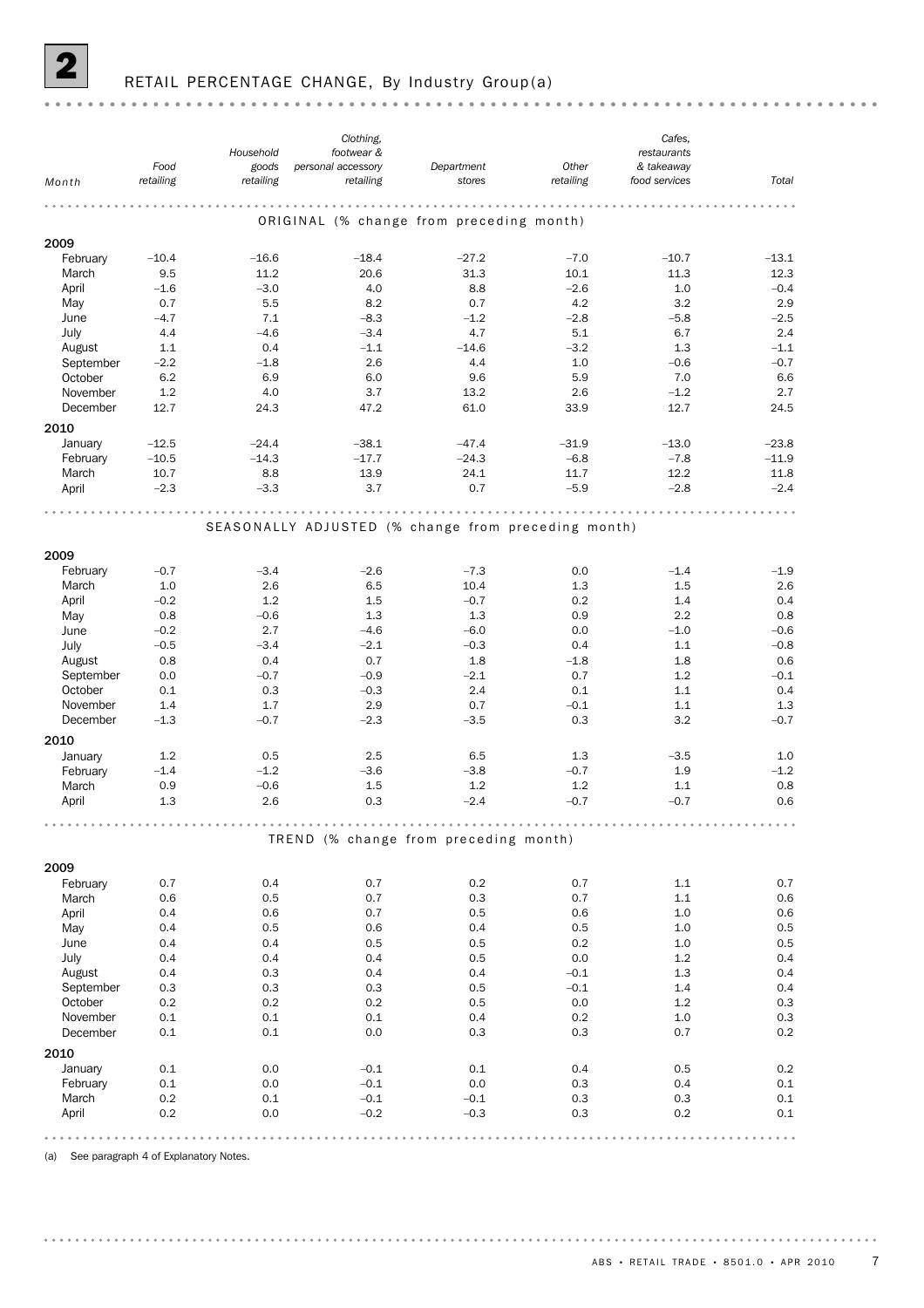# 2 RETAIL PERCENTAGE CHANGE, By Industry Group(a)

| Month | Food retailing | Household goods retailing | Clothing, footwear & personal accessory retailing | Department stores | Other retailing | Cafes, restaurants & takeaway food services | Total |
|---|---|---|---|---|---|---|---|
| **ORIGINAL (% change from preceding month)** | | | | | | | |
| **2009** | | | | | | | |
| February | –10.4 | –16.6 | –18.4 | –27.2 | –7.0 | –10.7 | –13.1 |
| March | 9.5 | 11.2 | 20.6 | 31.3 | 10.1 | 11.3 | 12.3 |
| April | –1.6 | –3.0 | 4.0 | 8.8 | –2.6 | 1.0 | –0.4 |
| May | 0.7 | 5.5 | 8.2 | 0.7 | 4.2 | 3.2 | 2.9 |
| June | –4.7 | 7.1 | –8.3 | –1.2 | –2.8 | –5.8 | –2.5 |
| July | 4.4 | –4.6 | –3.4 | 4.7 | 5.1 | 6.7 | 2.4 |
| August | 1.1 | 0.4 | –1.1 | –14.6 | –3.2 | 1.3 | –1.1 |
| September | –2.2 | –1.8 | 2.6 | 4.4 | 1.0 | –0.6 | –0.7 |
| October | 6.2 | 6.9 | 6.0 | 9.6 | 5.9 | 7.0 | 6.6 |
| November | 1.2 | 4.0 | 3.7 | 13.2 | 2.6 | –1.2 | 2.7 |
| December | 12.7 | 24.3 | 47.2 | 61.0 | 33.9 | 12.7 | 24.5 |
| **2010** | | | | | | | |
| January | –12.5 | –24.4 | –38.1 | –47.4 | –31.9 | –13.0 | –23.8 |
| February | –10.5 | –14.3 | –17.7 | –24.3 | –6.8 | –7.8 | –11.9 |
| March | 10.7 | 8.8 | 13.9 | 24.1 | 11.7 | 12.2 | 11.8 |
| April | –2.3 | –3.3 | 3.7 | 0.7 | –5.9 | –2.8 | –2.4 |
| **SEASONALLY ADJUSTED (% change from preceding month)** | | | | | | | |
| **2009** | | | | | | | |
| February | –0.7 | –3.4 | –2.6 | –7.3 | 0.0 | –1.4 | –1.9 |
| March | 1.0 | 2.6 | 6.5 | 10.4 | 1.3 | 1.5 | 2.6 |
| April | –0.2 | 1.2 | 1.5 | –0.7 | 0.2 | 1.4 | 0.4 |
| May | 0.8 | –0.6 | 1.3 | 1.3 | 0.9 | 2.2 | 0.8 |
| June | –0.2 | 2.7 | –4.6 | –6.0 | 0.0 | –1.0 | –0.6 |
| July | –0.5 | –3.4 | –2.1 | –0.3 | 0.4 | 1.1 | –0.8 |
| August | 0.8 | 0.4 | 0.7 | 1.8 | –1.8 | 1.8 | 0.6 |
| September | 0.0 | –0.7 | –0.9 | –2.1 | 0.7 | 1.2 | –0.1 |
| October | 0.1 | 0.3 | –0.3 | 2.4 | 0.1 | 1.1 | 0.4 |
| November | 1.4 | 1.7 | 2.9 | 0.7 | –0.1 | 1.1 | 1.3 |
| December | –1.3 | –0.7 | –2.3 | –3.5 | 0.3 | 3.2 | –0.7 |
| **2010** | | | | | | | |
| January | 1.2 | 0.5 | 2.5 | 6.5 | 1.3 | –3.5 | 1.0 |
| February | –1.4 | –1.2 | –3.6 | –3.8 | –0.7 | 1.9 | –1.2 |
| March | 0.9 | –0.6 | 1.5 | 1.2 | 1.2 | 1.1 | 0.8 |
| April | 1.3 | 2.6 | 0.3 | –2.4 | –0.7 | –0.7 | 0.6 |
| **TREND (% change from preceding month)** | | | | | | | |
| **2009** | | | | | | | |
| February | 0.7 | 0.4 | 0.7 | 0.2 | 0.7 | 1.1 | 0.7 |
| March | 0.6 | 0.5 | 0.7 | 0.3 | 0.7 | 1.1 | 0.6 |
| April | 0.4 | 0.6 | 0.7 | 0.5 | 0.6 | 1.0 | 0.6 |
| May | 0.4 | 0.5 | 0.6 | 0.4 | 0.5 | 1.0 | 0.5 |
| June | 0.4 | 0.4 | 0.5 | 0.5 | 0.2 | 1.0 | 0.5 |
| July | 0.4 | 0.4 | 0.4 | 0.5 | 0.0 | 1.2 | 0.4 |
| August | 0.4 | 0.3 | 0.4 | 0.4 | –0.1 | 1.3 | 0.4 |
| September | 0.3 | 0.3 | 0.3 | 0.5 | –0.1 | 1.4 | 0.4 |
| October | 0.2 | 0.2 | 0.2 | 0.5 | 0.0 | 1.2 | 0.3 |
| November | 0.1 | 0.1 | 0.1 | 0.4 | 0.2 | 1.0 | 0.3 |
| December | 0.1 | 0.1 | 0.0 | 0.3 | 0.3 | 0.7 | 0.2 |
| **2010** | | | | | | | |
| January | 0.1 | 0.0 | –0.1 | 0.1 | 0.4 | 0.5 | 0.2 |
| February | 0.1 | 0.0 | –0.1 | 0.0 | 0.3 | 0.4 | 0.1 |
| March | 0.2 | 0.1 | –0.1 | –0.1 | 0.3 | 0.3 | 0.1 |
| April | 0.2 | 0.0 | –0.2 | –0.3 | 0.3 | 0.2 | 0.1 |

(a) See paragraph 4 of Explanatory Notes.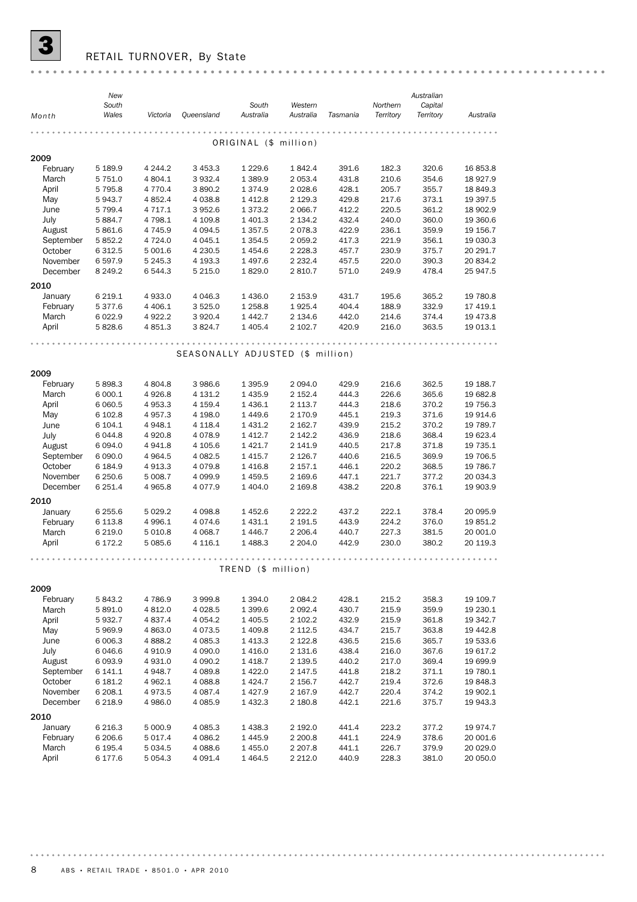# 3 RETAIL TURNOVER, By State

| Month | New South Wales | Victoria | Queensland | South Australia | Western Australia | Tasmania | Northern Territory | Australian Capital Territory | Australia |
|---|---|---|---|---|---|---|---|---|---|
| **ORIGINAL ($ million)** | | | | | | | | | |
| **2009** | | | | | | | | | |
| February | 5 189.9 | 4 244.2 | 3 453.3 | 1 229.6 | 1 842.4 | 391.6 | 182.3 | 320.6 | 16 853.8 |
| March | 5 751.0 | 4 804.1 | 3 932.4 | 1 389.9 | 2 053.4 | 431.8 | 210.6 | 354.6 | 18 927.9 |
| April | 5 795.8 | 4 770.4 | 3 890.2 | 1 374.9 | 2 028.6 | 428.1 | 205.7 | 355.7 | 18 849.3 |
| May | 5 943.7 | 4 852.4 | 4 038.8 | 1 412.8 | 2 129.3 | 429.8 | 217.6 | 373.1 | 19 397.5 |
| June | 5 799.4 | 4 717.1 | 3 952.6 | 1 373.2 | 2 066.7 | 412.2 | 220.5 | 361.2 | 18 902.9 |
| July | 5 884.7 | 4 798.1 | 4 109.8 | 1 401.3 | 2 134.2 | 432.4 | 240.0 | 360.0 | 19 360.6 |
| August | 5 861.6 | 4 745.9 | 4 094.5 | 1 357.5 | 2 078.3 | 422.9 | 236.1 | 359.9 | 19 156.7 |
| September | 5 852.2 | 4 724.0 | 4 045.1 | 1 354.5 | 2 059.2 | 417.3 | 221.9 | 356.1 | 19 030.3 |
| October | 6 312.5 | 5 001.6 | 4 230.5 | 1 454.6 | 2 228.3 | 457.7 | 230.9 | 375.7 | 20 291.7 |
| November | 6 597.9 | 5 245.3 | 4 193.3 | 1 497.6 | 2 232.4 | 457.5 | 220.0 | 390.3 | 20 834.2 |
| December | 8 249.2 | 6 544.3 | 5 215.0 | 1 829.0 | 2 810.7 | 571.0 | 249.9 | 478.4 | 25 947.5 |
| **2010** | | | | | | | | | |
| January | 6 219.1 | 4 933.0 | 4 046.3 | 1 436.0 | 2 153.9 | 431.7 | 195.6 | 365.2 | 19 780.8 |
| February | 5 377.6 | 4 406.1 | 3 525.0 | 1 258.8 | 1 925.4 | 404.4 | 188.9 | 332.9 | 17 419.1 |
| March | 6 022.9 | 4 922.2 | 3 920.4 | 1 442.7 | 2 134.6 | 442.0 | 214.6 | 374.4 | 19 473.8 |
| April | 5 828.6 | 4 851.3 | 3 824.7 | 1 405.4 | 2 102.7 | 420.9 | 216.0 | 363.5 | 19 013.1 |
| **SEASONALLY ADJUSTED ($ million)** | | | | | | | | | |
| **2009** | | | | | | | | | |
| February | 5 898.3 | 4 804.8 | 3 986.6 | 1 395.9 | 2 094.0 | 429.9 | 216.6 | 362.5 | 19 188.7 |
| March | 6 000.1 | 4 926.8 | 4 131.2 | 1 435.9 | 2 152.4 | 444.3 | 226.6 | 365.6 | 19 682.8 |
| April | 6 060.5 | 4 953.3 | 4 159.4 | 1 436.1 | 2 113.7 | 444.3 | 218.6 | 370.2 | 19 756.3 |
| May | 6 102.8 | 4 957.3 | 4 198.0 | 1 449.6 | 2 170.9 | 445.1 | 219.3 | 371.6 | 19 914.6 |
| June | 6 104.1 | 4 948.1 | 4 118.4 | 1 431.2 | 2 162.7 | 439.9 | 215.2 | 370.2 | 19 789.7 |
| July | 6 044.8 | 4 920.8 | 4 078.9 | 1 412.7 | 2 142.2 | 436.9 | 218.6 | 368.4 | 19 623.4 |
| August | 6 094.0 | 4 941.8 | 4 105.6 | 1 421.7 | 2 141.9 | 440.5 | 217.8 | 371.8 | 19 735.1 |
| September | 6 090.0 | 4 964.5 | 4 082.5 | 1 415.7 | 2 126.7 | 440.6 | 216.5 | 369.9 | 19 706.5 |
| October | 6 184.9 | 4 913.3 | 4 079.8 | 1 416.8 | 2 157.1 | 446.1 | 220.2 | 368.5 | 19 786.7 |
| November | 6 250.6 | 5 008.7 | 4 099.9 | 1 459.5 | 2 169.6 | 447.1 | 221.7 | 377.2 | 20 034.3 |
| December | 6 251.4 | 4 965.8 | 4 077.9 | 1 404.0 | 2 169.8 | 438.2 | 220.8 | 376.1 | 19 903.9 |
| **2010** | | | | | | | | | |
| January | 6 255.6 | 5 029.2 | 4 098.8 | 1 452.6 | 2 222.2 | 437.2 | 222.1 | 378.4 | 20 095.9 |
| February | 6 113.8 | 4 996.1 | 4 074.6 | 1 431.1 | 2 191.5 | 443.9 | 224.2 | 376.0 | 19 851.2 |
| March | 6 219.0 | 5 010.8 | 4 068.7 | 1 446.7 | 2 206.4 | 440.7 | 227.3 | 381.5 | 20 001.0 |
| April | 6 172.2 | 5 085.6 | 4 116.1 | 1 488.3 | 2 204.0 | 442.9 | 230.0 | 380.2 | 20 119.3 |
| **TREND ($ million)** | | | | | | | | | |
| **2009** | | | | | | | | | |
| February | 5 843.2 | 4 786.9 | 3 999.8 | 1 394.0 | 2 084.2 | 428.1 | 215.2 | 358.3 | 19 109.7 |
| March | 5 891.0 | 4 812.0 | 4 028.5 | 1 399.6 | 2 092.4 | 430.7 | 215.9 | 359.9 | 19 230.1 |
| April | 5 932.7 | 4 837.4 | 4 054.2 | 1 405.5 | 2 102.2 | 432.9 | 215.9 | 361.8 | 19 342.7 |
| May | 5 969.9 | 4 863.0 | 4 073.5 | 1 409.8 | 2 112.5 | 434.7 | 215.7 | 363.8 | 19 442.8 |
| June | 6 006.3 | 4 888.2 | 4 085.3 | 1 413.3 | 2 122.8 | 436.5 | 215.6 | 365.7 | 19 533.6 |
| July | 6 046.6 | 4 910.9 | 4 090.0 | 1 416.0 | 2 131.6 | 438.4 | 216.0 | 367.6 | 19 617.2 |
| August | 6 093.9 | 4 931.0 | 4 090.2 | 1 418.7 | 2 139.5 | 440.2 | 217.0 | 369.4 | 19 699.9 |
| September | 6 141.1 | 4 948.7 | 4 089.8 | 1 422.0 | 2 147.5 | 441.8 | 218.2 | 371.1 | 19 780.1 |
| October | 6 181.2 | 4 962.1 | 4 088.8 | 1 424.7 | 2 156.7 | 442.7 | 219.4 | 372.6 | 19 848.3 |
| November | 6 208.1 | 4 973.5 | 4 087.4 | 1 427.9 | 2 167.9 | 442.7 | 220.4 | 374.2 | 19 902.1 |
| December | 6 218.9 | 4 986.0 | 4 085.9 | 1 432.3 | 2 180.8 | 442.1 | 221.6 | 375.7 | 19 943.3 |
| **2010** | | | | | | | | | |
| January | 6 216.3 | 5 000.9 | 4 085.3 | 1 438.3 | 2 192.0 | 441.4 | 223.2 | 377.2 | 19 974.7 |
| February | 6 206.6 | 5 017.4 | 4 086.2 | 1 445.9 | 2 200.8 | 441.1 | 224.9 | 378.6 | 20 001.6 |
| March | 6 195.4 | 5 034.5 | 4 088.6 | 1 455.0 | 2 207.8 | 441.1 | 226.7 | 379.9 | 20 029.0 |
| April | 6 177.6 | 5 054.3 | 4 091.4 | 1 464.5 | 2 212.0 | 440.9 | 228.3 | 381.0 | 20 050.0 |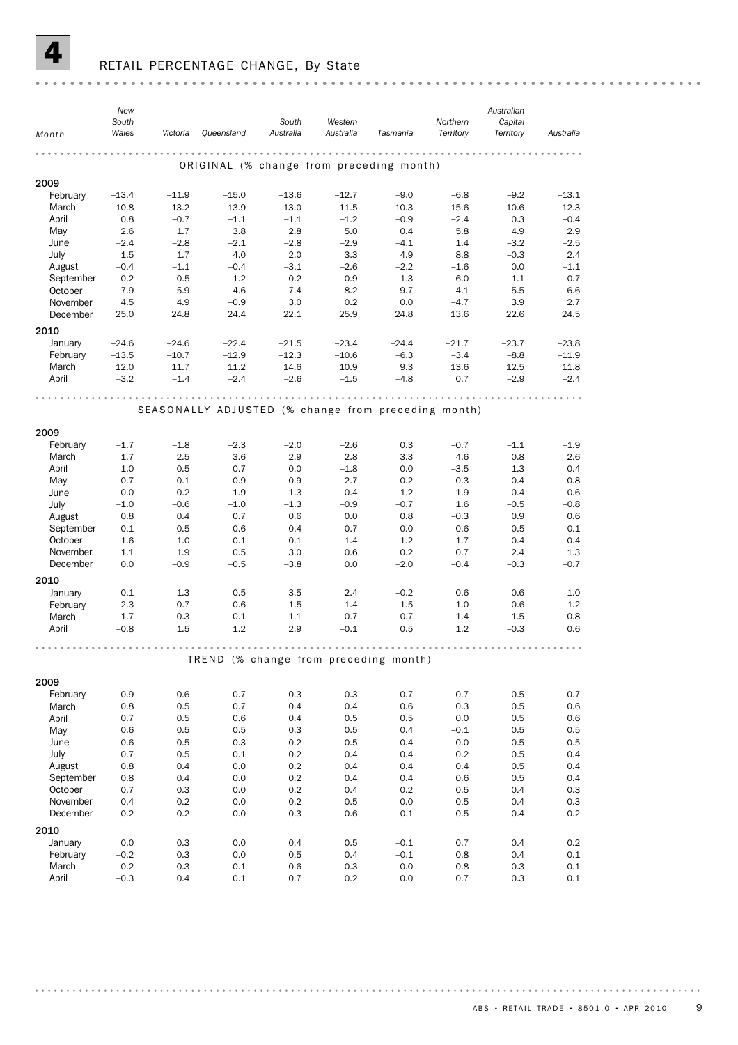# 4 RETAIL PERCENTAGE CHANGE, By State

| Month | New South Wales | Victoria | Queensland | South Australia | Western Australia | Tasmania | Northern Territory | Australian Capital Territory | Australia |
|---|---|---|---|---|---|---|---|---|---|
| **ORIGINAL (% change from preceding month)** | | | | | | | | | |
| **2009** | | | | | | | | | |
| February | –13.4 | –11.9 | –15.0 | –13.6 | –12.7 | –9.0 | –6.8 | –9.2 | –13.1 |
| March | 10.8 | 13.2 | 13.9 | 13.0 | 11.5 | 10.3 | 15.6 | 10.6 | 12.3 |
| April | 0.8 | –0.7 | –1.1 | –1.1 | –1.2 | –0.9 | –2.4 | 0.3 | –0.4 |
| May | 2.6 | 1.7 | 3.8 | 2.8 | 5.0 | 0.4 | 5.8 | 4.9 | 2.9 |
| June | –2.4 | –2.8 | –2.1 | –2.8 | –2.9 | –4.1 | 1.4 | –3.2 | –2.5 |
| July | 1.5 | 1.7 | 4.0 | 2.0 | 3.3 | 4.9 | 8.8 | –0.3 | 2.4 |
| August | –0.4 | –1.1 | –0.4 | –3.1 | –2.6 | –2.2 | –1.6 | 0.0 | –1.1 |
| September | –0.2 | –0.5 | –1.2 | –0.2 | –0.9 | –1.3 | –6.0 | –1.1 | –0.7 |
| October | 7.9 | 5.9 | 4.6 | 7.4 | 8.2 | 9.7 | 4.1 | 5.5 | 6.6 |
| November | 4.5 | 4.9 | –0.9 | 3.0 | 0.2 | 0.0 | –4.7 | 3.9 | 2.7 |
| December | 25.0 | 24.8 | 24.4 | 22.1 | 25.9 | 24.8 | 13.6 | 22.6 | 24.5 |
| **2010** | | | | | | | | | |
| January | –24.6 | –24.6 | –22.4 | –21.5 | –23.4 | –24.4 | –21.7 | –23.7 | –23.8 |
| February | –13.5 | –10.7 | –12.9 | –12.3 | –10.6 | –6.3 | –3.4 | –8.8 | –11.9 |
| March | 12.0 | 11.7 | 11.2 | 14.6 | 10.9 | 9.3 | 13.6 | 12.5 | 11.8 |
| April | –3.2 | –1.4 | –2.4 | –2.6 | –1.5 | –4.8 | 0.7 | –2.9 | –2.4 |
| **SEASONALLY ADJUSTED (% change from preceding month)** | | | | | | | | | |
| **2009** | | | | | | | | | |
| February | –1.7 | –1.8 | –2.3 | –2.0 | –2.6 | 0.3 | –0.7 | –1.1 | –1.9 |
| March | 1.7 | 2.5 | 3.6 | 2.9 | 2.8 | 3.3 | 4.6 | 0.8 | 2.6 |
| April | 1.0 | 0.5 | 0.7 | 0.0 | –1.8 | 0.0 | –3.5 | 1.3 | 0.4 |
| May | 0.7 | 0.1 | 0.9 | 0.9 | 2.7 | 0.2 | 0.3 | 0.4 | 0.8 |
| June | 0.0 | –0.2 | –1.9 | –1.3 | –0.4 | –1.2 | –1.9 | –0.4 | –0.6 |
| July | –1.0 | –0.6 | –1.0 | –1.3 | –0.9 | –0.7 | 1.6 | –0.5 | –0.8 |
| August | 0.8 | 0.4 | 0.7 | 0.6 | 0.0 | 0.8 | –0.3 | 0.9 | 0.6 |
| September | –0.1 | 0.5 | –0.6 | –0.4 | –0.7 | 0.0 | –0.6 | –0.5 | –0.1 |
| October | 1.6 | –1.0 | –0.1 | 0.1 | 1.4 | 1.2 | 1.7 | –0.4 | 0.4 |
| November | 1.1 | 1.9 | 0.5 | 3.0 | 0.6 | 0.2 | 0.7 | 2.4 | 1.3 |
| December | 0.0 | –0.9 | –0.5 | –3.8 | 0.0 | –2.0 | –0.4 | –0.3 | –0.7 |
| **2010** | | | | | | | | | |
| January | 0.1 | 1.3 | 0.5 | 3.5 | 2.4 | –0.2 | 0.6 | 0.6 | 1.0 |
| February | –2.3 | –0.7 | –0.6 | –1.5 | –1.4 | 1.5 | 1.0 | –0.6 | –1.2 |
| March | 1.7 | 0.3 | –0.1 | 1.1 | 0.7 | –0.7 | 1.4 | 1.5 | 0.8 |
| April | –0.8 | 1.5 | 1.2 | 2.9 | –0.1 | 0.5 | 1.2 | –0.3 | 0.6 |
| **TREND (% change from preceding month)** | | | | | | | | | |
| **2009** | | | | | | | | | |
| February | 0.9 | 0.6 | 0.7 | 0.3 | 0.3 | 0.7 | 0.7 | 0.5 | 0.7 |
| March | 0.8 | 0.5 | 0.7 | 0.4 | 0.4 | 0.6 | 0.3 | 0.5 | 0.6 |
| April | 0.7 | 0.5 | 0.6 | 0.4 | 0.5 | 0.5 | 0.0 | 0.5 | 0.6 |
| May | 0.6 | 0.5 | 0.5 | 0.3 | 0.5 | 0.4 | –0.1 | 0.5 | 0.5 |
| June | 0.6 | 0.5 | 0.3 | 0.2 | 0.5 | 0.4 | 0.0 | 0.5 | 0.5 |
| July | 0.7 | 0.5 | 0.1 | 0.2 | 0.4 | 0.4 | 0.2 | 0.5 | 0.4 |
| August | 0.8 | 0.4 | 0.0 | 0.2 | 0.4 | 0.4 | 0.4 | 0.5 | 0.4 |
| September | 0.8 | 0.4 | 0.0 | 0.2 | 0.4 | 0.4 | 0.6 | 0.5 | 0.4 |
| October | 0.7 | 0.3 | 0.0 | 0.2 | 0.4 | 0.2 | 0.5 | 0.4 | 0.3 |
| November | 0.4 | 0.2 | 0.0 | 0.2 | 0.5 | 0.0 | 0.5 | 0.4 | 0.3 |
| December | 0.2 | 0.2 | 0.0 | 0.3 | 0.6 | –0.1 | 0.5 | 0.4 | 0.2 |
| **2010** | | | | | | | | | |
| January | 0.0 | 0.3 | 0.0 | 0.4 | 0.5 | –0.1 | 0.7 | 0.4 | 0.2 |
| February | –0.2 | 0.3 | 0.0 | 0.5 | 0.4 | –0.1 | 0.8 | 0.4 | 0.1 |
| March | –0.2 | 0.3 | 0.1 | 0.6 | 0.3 | 0.0 | 0.8 | 0.3 | 0.1 |
| April | –0.3 | 0.4 | 0.1 | 0.7 | 0.2 | 0.0 | 0.7 | 0.3 | 0.1 |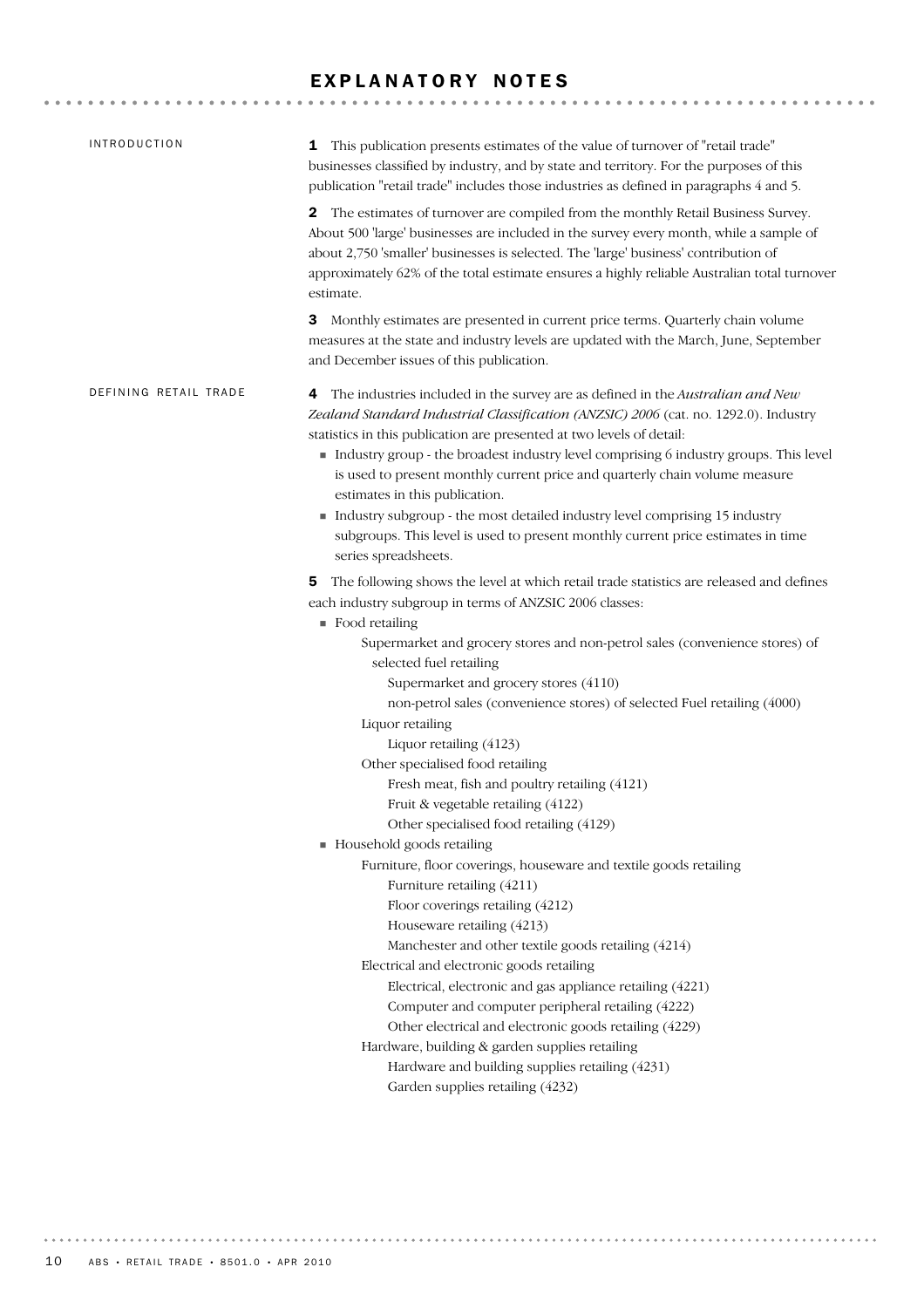# EXPLANATORY NOTES

## INTRODUCTION

**1** This publication presents estimates of the value of turnover of "retail trade" businesses classified by industry, and by state and territory. For the purposes of this publication "retail trade" includes those industries as defined in paragraphs 4 and 5.

**2** The estimates of turnover are compiled from the monthly Retail Business Survey. About 500 'large' businesses are included in the survey every month, while a sample of about 2,750 'smaller' businesses is selected. The 'large' business' contribution of approximately 62% of the total estimate ensures a highly reliable Australian total turnover estimate.

**3** Monthly estimates are presented in current price terms. Quarterly chain volume measures at the state and industry levels are updated with the March, June, September and December issues of this publication.

## DEFINING RETAIL TRADE

**4** The industries included in the survey are as defined in the *Australian and New Zealand Standard Industrial Classification (ANZSIC) 2006* (cat. no. 1292.0). Industry statistics in this publication are presented at two levels of detail:

- Industry group - the broadest industry level comprising 6 industry groups. This level is used to present monthly current price and quarterly chain volume measure estimates in this publication.
- Industry subgroup - the most detailed industry level comprising 15 industry subgroups. This level is used to present monthly current price estimates in time series spreadsheets.

**5** The following shows the level at which retail trade statistics are released and defines each industry subgroup in terms of ANZSIC 2006 classes:

- Food retailing
  - Supermarket and grocery stores and non-petrol sales (convenience stores) of selected fuel retailing
    - Supermarket and grocery stores (4110)
    - non-petrol sales (convenience stores) of selected Fuel retailing (4000)
  - Liquor retailing
    - Liquor retailing (4123)
  - Other specialised food retailing
    - Fresh meat, fish and poultry retailing (4121)
    - Fruit & vegetable retailing (4122)
    - Other specialised food retailing (4129)
- Household goods retailing
  - Furniture, floor coverings, houseware and textile goods retailing
    - Furniture retailing (4211)
    - Floor coverings retailing (4212)
    - Houseware retailing (4213)
    - Manchester and other textile goods retailing (4214)
  - Electrical and electronic goods retailing
    - Electrical, electronic and gas appliance retailing (4221)
    - Computer and computer peripheral retailing (4222)
    - Other electrical and electronic goods retailing (4229)
  - Hardware, building & garden supplies retailing
    - Hardware and building supplies retailing (4231)
    - Garden supplies retailing (4232)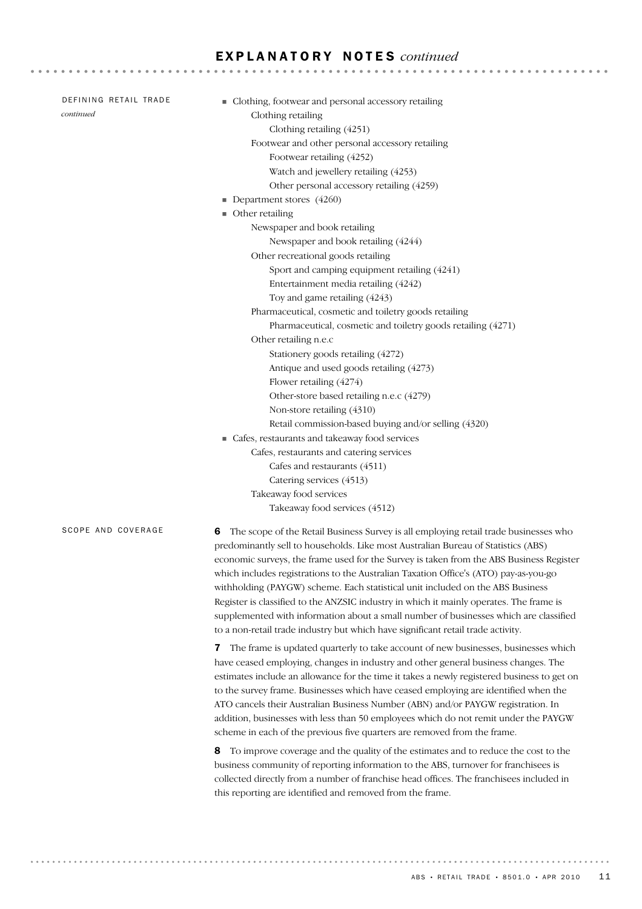# EXPLANATORY NOTES *continued*

DEFINING RETAIL TRADE *continued*

- Clothing, footwear and personal accessory retailing
  - Clothing retailing
    - Clothing retailing (4251)
  - Footwear and other personal accessory retailing
    - Footwear retailing (4252)
    - Watch and jewellery retailing (4253)
    - Other personal accessory retailing (4259)
- Department stores (4260)
- Other retailing
  - Newspaper and book retailing
    - Newspaper and book retailing (4244)
  - Other recreational goods retailing
    - Sport and camping equipment retailing (4241)
    - Entertainment media retailing (4242)
    - Toy and game retailing (4243)
  - Pharmaceutical, cosmetic and toiletry goods retailing
    - Pharmaceutical, cosmetic and toiletry goods retailing (4271)
  - Other retailing n.e.c
    - Stationery goods retailing (4272)
    - Antique and used goods retailing (4273)
    - Flower retailing (4274)
    - Other-store based retailing n.e.c (4279)
    - Non-store retailing (4310)
    - Retail commission-based buying and/or selling (4320)
- Cafes, restaurants and takeaway food services
  - Cafes, restaurants and catering services
    - Cafes and restaurants (4511)
    - Catering services (4513)
  - Takeaway food services
    - Takeaway food services (4512)

SCOPE AND COVERAGE

**6** The scope of the Retail Business Survey is all employing retail trade businesses who predominantly sell to households. Like most Australian Bureau of Statistics (ABS) economic surveys, the frame used for the Survey is taken from the ABS Business Register which includes registrations to the Australian Taxation Office's (ATO) pay-as-you-go withholding (PAYGW) scheme. Each statistical unit included on the ABS Business Register is classified to the ANZSIC industry in which it mainly operates. The frame is supplemented with information about a small number of businesses which are classified to a non-retail trade industry but which have significant retail trade activity.

**7** The frame is updated quarterly to take account of new businesses, businesses which have ceased employing, changes in industry and other general business changes. The estimates include an allowance for the time it takes a newly registered business to get on to the survey frame. Businesses which have ceased employing are identified when the ATO cancels their Australian Business Number (ABN) and/or PAYGW registration. In addition, businesses with less than 50 employees which do not remit under the PAYGW scheme in each of the previous five quarters are removed from the frame.

**8** To improve coverage and the quality of the estimates and to reduce the cost to the business community of reporting information to the ABS, turnover for franchisees is collected directly from a number of franchise head offices. The franchisees included in this reporting are identified and removed from the frame.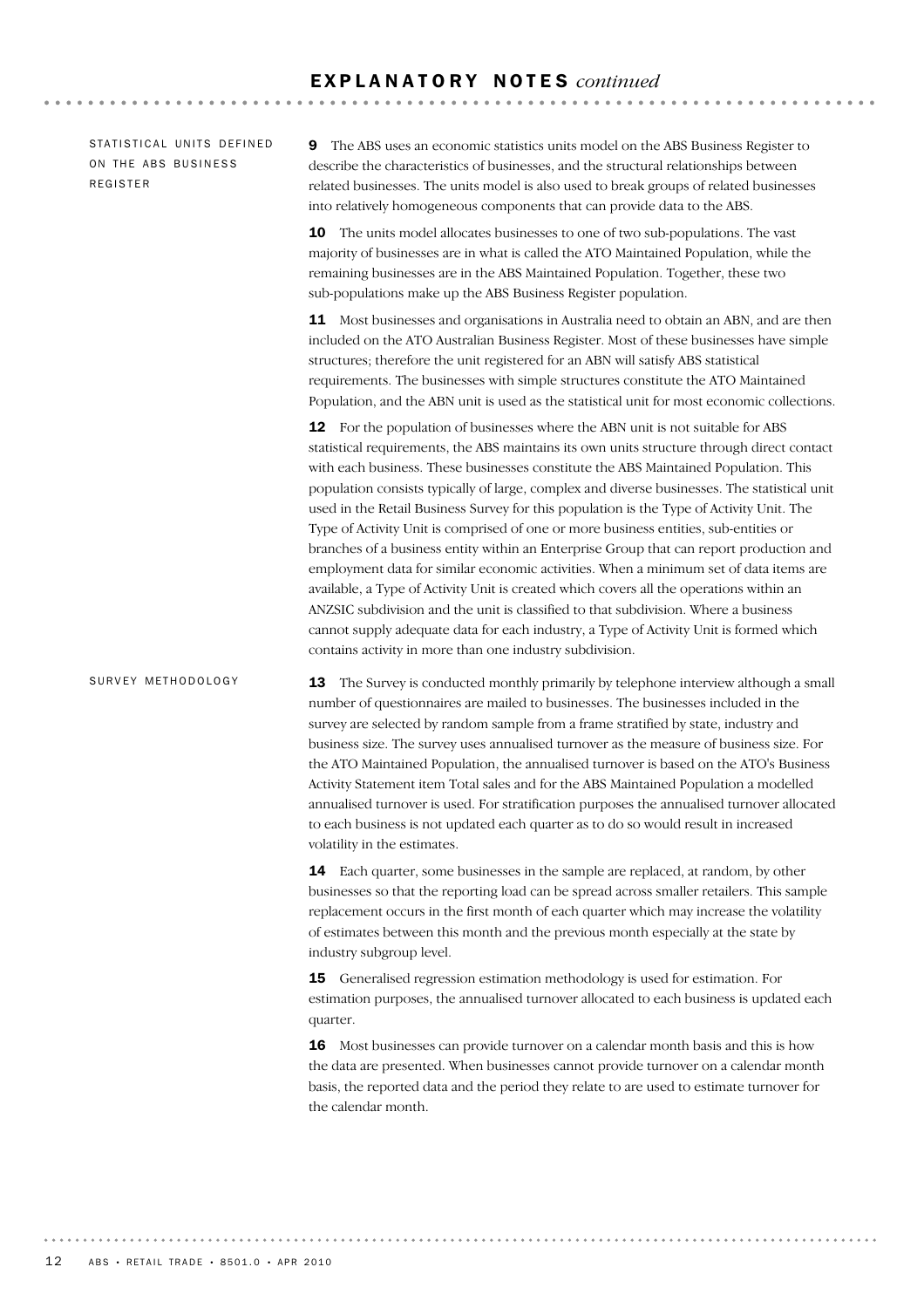## EXPLANATORY NOTES *continued*

### STATISTICAL UNITS DEFINED ON THE ABS BUSINESS REGISTER

**9** The ABS uses an economic statistics units model on the ABS Business Register to describe the characteristics of businesses, and the structural relationships between related businesses. The units model is also used to break groups of related businesses into relatively homogeneous components that can provide data to the ABS.

**10** The units model allocates businesses to one of two sub-populations. The vast majority of businesses are in what is called the ATO Maintained Population, while the remaining businesses are in the ABS Maintained Population. Together, these two sub-populations make up the ABS Business Register population.

**11** Most businesses and organisations in Australia need to obtain an ABN, and are then included on the ATO Australian Business Register. Most of these businesses have simple structures; therefore the unit registered for an ABN will satisfy ABS statistical requirements. The businesses with simple structures constitute the ATO Maintained Population, and the ABN unit is used as the statistical unit for most economic collections.

**12** For the population of businesses where the ABN unit is not suitable for ABS statistical requirements, the ABS maintains its own units structure through direct contact with each business. These businesses constitute the ABS Maintained Population. This population consists typically of large, complex and diverse businesses. The statistical unit used in the Retail Business Survey for this population is the Type of Activity Unit. The Type of Activity Unit is comprised of one or more business entities, sub-entities or branches of a business entity within an Enterprise Group that can report production and employment data for similar economic activities. When a minimum set of data items are available, a Type of Activity Unit is created which covers all the operations within an ANZSIC subdivision and the unit is classified to that subdivision. Where a business cannot supply adequate data for each industry, a Type of Activity Unit is formed which contains activity in more than one industry subdivision.

### SURVEY METHODOLOGY

**13** The Survey is conducted monthly primarily by telephone interview although a small number of questionnaires are mailed to businesses. The businesses included in the survey are selected by random sample from a frame stratified by state, industry and business size. The survey uses annualised turnover as the measure of business size. For the ATO Maintained Population, the annualised turnover is based on the ATO's Business Activity Statement item Total sales and for the ABS Maintained Population a modelled annualised turnover is used. For stratification purposes the annualised turnover allocated to each business is not updated each quarter as to do so would result in increased volatility in the estimates.

**14** Each quarter, some businesses in the sample are replaced, at random, by other businesses so that the reporting load can be spread across smaller retailers. This sample replacement occurs in the first month of each quarter which may increase the volatility of estimates between this month and the previous month especially at the state by industry subgroup level.

**15** Generalised regression estimation methodology is used for estimation. For estimation purposes, the annualised turnover allocated to each business is updated each quarter.

**16** Most businesses can provide turnover on a calendar month basis and this is how the data are presented. When businesses cannot provide turnover on a calendar month basis, the reported data and the period they relate to are used to estimate turnover for the calendar month.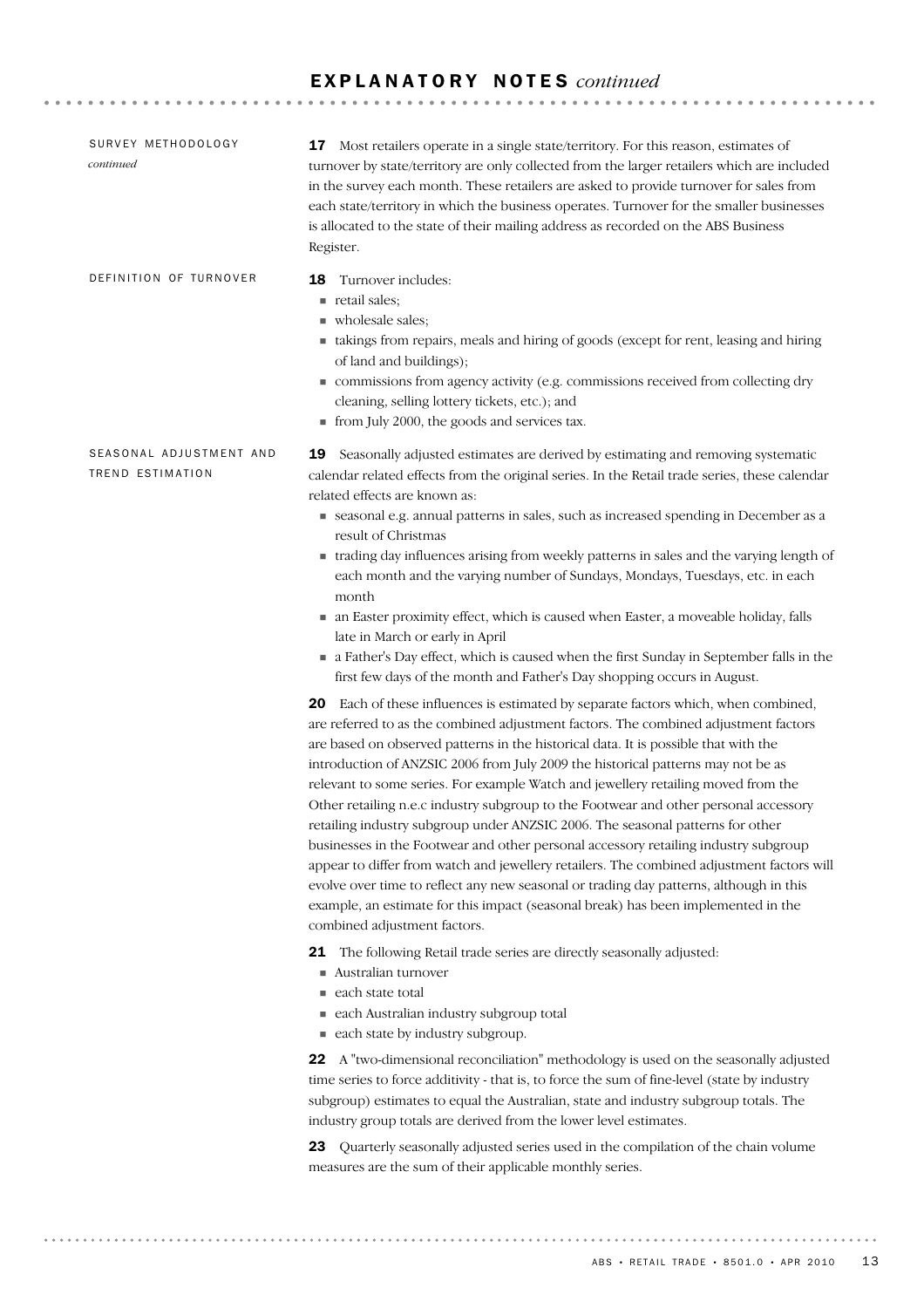## EXPLANATORY NOTES *continued*

### SURVEY METHODOLOGY *continued*

**17** Most retailers operate in a single state/territory. For this reason, estimates of turnover by state/territory are only collected from the larger retailers which are included in the survey each month. These retailers are asked to provide turnover for sales from each state/territory in which the business operates. Turnover for the smaller businesses is allocated to the state of their mailing address as recorded on the ABS Business Register.

### DEFINITION OF TURNOVER

**18** Turnover includes:

- retail sales;
- wholesale sales;
- takings from repairs, meals and hiring of goods (except for rent, leasing and hiring of land and buildings);
- commissions from agency activity (e.g. commissions received from collecting dry cleaning, selling lottery tickets, etc.); and
- from July 2000, the goods and services tax.

### SEASONAL ADJUSTMENT AND TREND ESTIMATION

**19** Seasonally adjusted estimates are derived by estimating and removing systematic calendar related effects from the original series. In the Retail trade series, these calendar related effects are known as:

- seasonal e.g. annual patterns in sales, such as increased spending in December as a result of Christmas
- trading day influences arising from weekly patterns in sales and the varying length of each month and the varying number of Sundays, Mondays, Tuesdays, etc. in each month
- an Easter proximity effect, which is caused when Easter, a moveable holiday, falls late in March or early in April
- a Father's Day effect, which is caused when the first Sunday in September falls in the first few days of the month and Father's Day shopping occurs in August.

**20** Each of these influences is estimated by separate factors which, when combined, are referred to as the combined adjustment factors. The combined adjustment factors are based on observed patterns in the historical data. It is possible that with the introduction of ANZSIC 2006 from July 2009 the historical patterns may not be as relevant to some series. For example Watch and jewellery retailing moved from the Other retailing n.e.c industry subgroup to the Footwear and other personal accessory retailing industry subgroup under ANZSIC 2006. The seasonal patterns for other businesses in the Footwear and other personal accessory retailing industry subgroup appear to differ from watch and jewellery retailers. The combined adjustment factors will evolve over time to reflect any new seasonal or trading day patterns, although in this example, an estimate for this impact (seasonal break) has been implemented in the combined adjustment factors.

**21** The following Retail trade series are directly seasonally adjusted:

- Australian turnover
- each state total
- each Australian industry subgroup total
- each state by industry subgroup.

**22** A "two-dimensional reconciliation" methodology is used on the seasonally adjusted time series to force additivity - that is, to force the sum of fine-level (state by industry subgroup) estimates to equal the Australian, state and industry subgroup totals. The industry group totals are derived from the lower level estimates.

**23** Quarterly seasonally adjusted series used in the compilation of the chain volume measures are the sum of their applicable monthly series.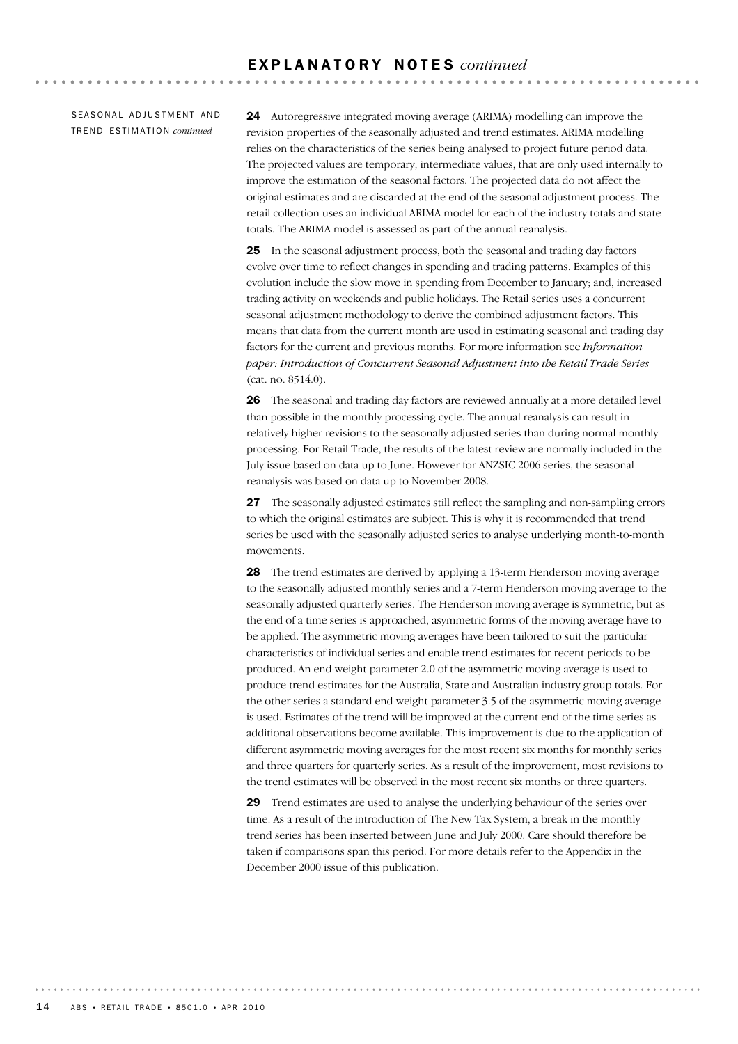## SEASONAL ADJUSTMENT AND TREND ESTIMATION *continued*

**24** Autoregressive integrated moving average (ARIMA) modelling can improve the revision properties of the seasonally adjusted and trend estimates. ARIMA modelling relies on the characteristics of the series being analysed to project future period data. The projected values are temporary, intermediate values, that are only used internally to improve the estimation of the seasonal factors. The projected data do not affect the original estimates and are discarded at the end of the seasonal adjustment process. The retail collection uses an individual ARIMA model for each of the industry totals and state totals. The ARIMA model is assessed as part of the annual reanalysis.

**25** In the seasonal adjustment process, both the seasonal and trading day factors evolve over time to reflect changes in spending and trading patterns. Examples of this evolution include the slow move in spending from December to January; and, increased trading activity on weekends and public holidays. The Retail series uses a concurrent seasonal adjustment methodology to derive the combined adjustment factors. This means that data from the current month are used in estimating seasonal and trading day factors for the current and previous months. For more information see *Information paper: Introduction of Concurrent Seasonal Adjustment into the Retail Trade Series* (cat. no. 8514.0).

**26** The seasonal and trading day factors are reviewed annually at a more detailed level than possible in the monthly processing cycle. The annual reanalysis can result in relatively higher revisions to the seasonally adjusted series than during normal monthly processing. For Retail Trade, the results of the latest review are normally included in the July issue based on data up to June. However for ANZSIC 2006 series, the seasonal reanalysis was based on data up to November 2008.

**27** The seasonally adjusted estimates still reflect the sampling and non-sampling errors to which the original estimates are subject. This is why it is recommended that trend series be used with the seasonally adjusted series to analyse underlying month-to-month movements.

**28** The trend estimates are derived by applying a 13-term Henderson moving average to the seasonally adjusted monthly series and a 7-term Henderson moving average to the seasonally adjusted quarterly series. The Henderson moving average is symmetric, but as the end of a time series is approached, asymmetric forms of the moving average have to be applied. The asymmetric moving averages have been tailored to suit the particular characteristics of individual series and enable trend estimates for recent periods to be produced. An end-weight parameter 2.0 of the asymmetric moving average is used to produce trend estimates for the Australia, State and Australian industry group totals. For the other series a standard end-weight parameter 3.5 of the asymmetric moving average is used. Estimates of the trend will be improved at the current end of the time series as additional observations become available. This improvement is due to the application of different asymmetric moving averages for the most recent six months for monthly series and three quarters for quarterly series. As a result of the improvement, most revisions to the trend estimates will be observed in the most recent six months or three quarters.

**29** Trend estimates are used to analyse the underlying behaviour of the series over time. As a result of the introduction of The New Tax System, a break in the monthly trend series has been inserted between June and July 2000. Care should therefore be taken if comparisons span this period. For more details refer to the Appendix in the December 2000 issue of this publication.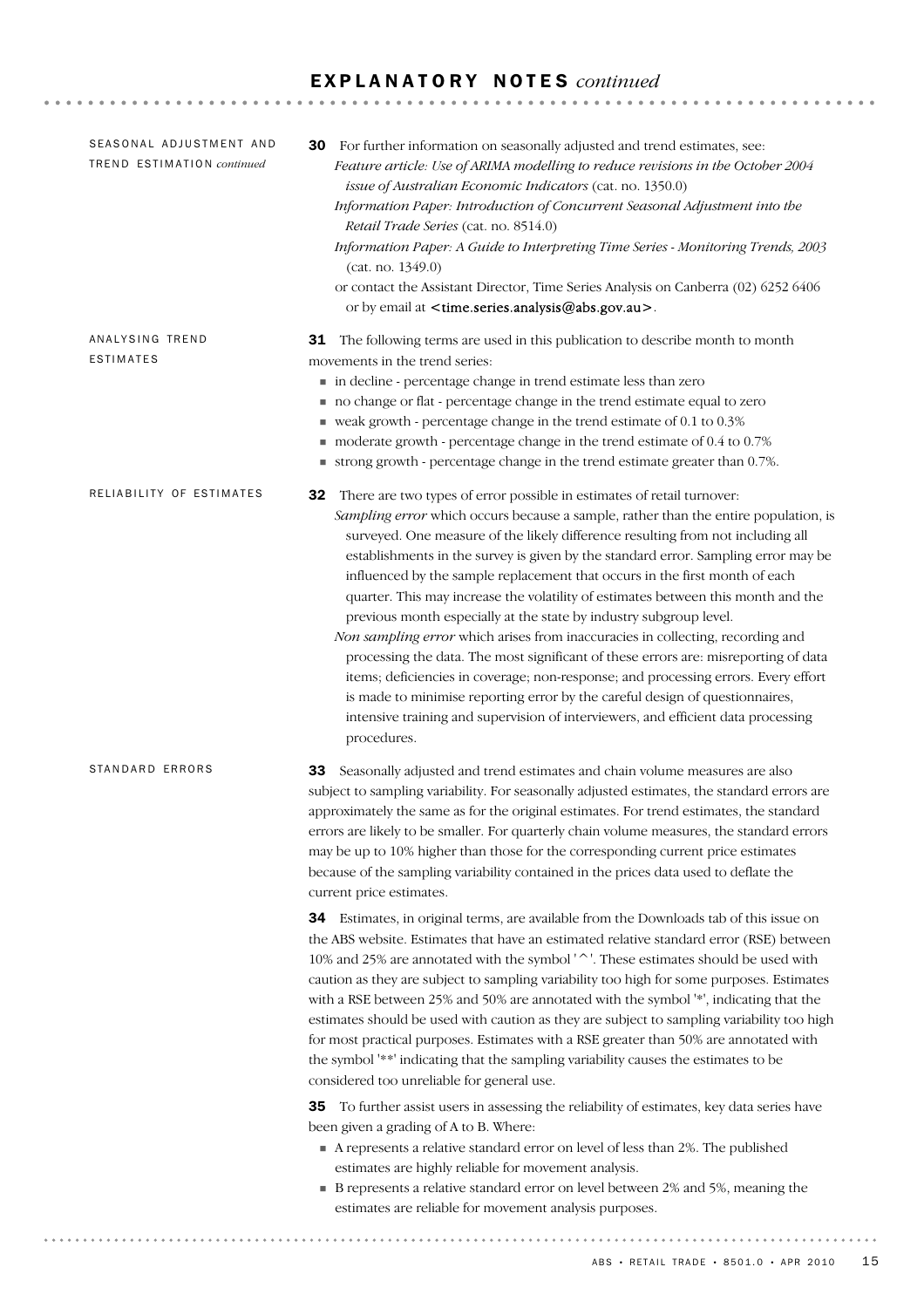## EXPLANATORY NOTES *continued*

### SEASONAL ADJUSTMENT AND TREND ESTIMATION *continued*

**30** For further information on seasonally adjusted and trend estimates, see:

*Feature article: Use of ARIMA modelling to reduce revisions in the October 2004 issue of Australian Economic Indicators* (cat. no. 1350.0)

*Information Paper: Introduction of Concurrent Seasonal Adjustment into the Retail Trade Series* (cat. no. 8514.0)

*Information Paper: A Guide to Interpreting Time Series - Monitoring Trends, 2003* (cat. no. 1349.0)

or contact the Assistant Director, Time Series Analysis on Canberra (02) 6252 6406 or by email at <time.series.analysis@abs.gov.au>.

### ANALYSING TREND ESTIMATES

**31** The following terms are used in this publication to describe month to month movements in the trend series:

- in decline - percentage change in trend estimate less than zero
- no change or flat - percentage change in the trend estimate equal to zero
- weak growth - percentage change in the trend estimate of 0.1 to 0.3%
- moderate growth - percentage change in the trend estimate of 0.4 to 0.7%
- strong growth - percentage change in the trend estimate greater than 0.7%.

### RELIABILITY OF ESTIMATES

**32** There are two types of error possible in estimates of retail turnover:

*Sampling error* which occurs because a sample, rather than the entire population, is surveyed. One measure of the likely difference resulting from not including all establishments in the survey is given by the standard error. Sampling error may be influenced by the sample replacement that occurs in the first month of each quarter. This may increase the volatility of estimates between this month and the previous month especially at the state by industry subgroup level.

*Non sampling error* which arises from inaccuracies in collecting, recording and processing the data. The most significant of these errors are: misreporting of data items; deficiencies in coverage; non-response; and processing errors. Every effort is made to minimise reporting error by the careful design of questionnaires, intensive training and supervision of interviewers, and efficient data processing procedures.

### STANDARD ERRORS

**33** Seasonally adjusted and trend estimates and chain volume measures are also subject to sampling variability. For seasonally adjusted estimates, the standard errors are approximately the same as for the original estimates. For trend estimates, the standard errors are likely to be smaller. For quarterly chain volume measures, the standard errors may be up to 10% higher than those for the corresponding current price estimates because of the sampling variability contained in the prices data used to deflate the current price estimates.

**34** Estimates, in original terms, are available from the Downloads tab of this issue on the ABS website. Estimates that have an estimated relative standard error (RSE) between 10% and 25% are annotated with the symbol '^'. These estimates should be used with caution as they are subject to sampling variability too high for some purposes. Estimates with a RSE between 25% and 50% are annotated with the symbol '*', indicating that the estimates should be used with caution as they are subject to sampling variability too high for most practical purposes. Estimates with a RSE greater than 50% are annotated with the symbol '**' indicating that the sampling variability causes the estimates to be considered too unreliable for general use.

**35** To further assist users in assessing the reliability of estimates, key data series have been given a grading of A to B. Where:

- A represents a relative standard error on level of less than 2%. The published estimates are highly reliable for movement analysis.
- B represents a relative standard error on level between 2% and 5%, meaning the estimates are reliable for movement analysis purposes.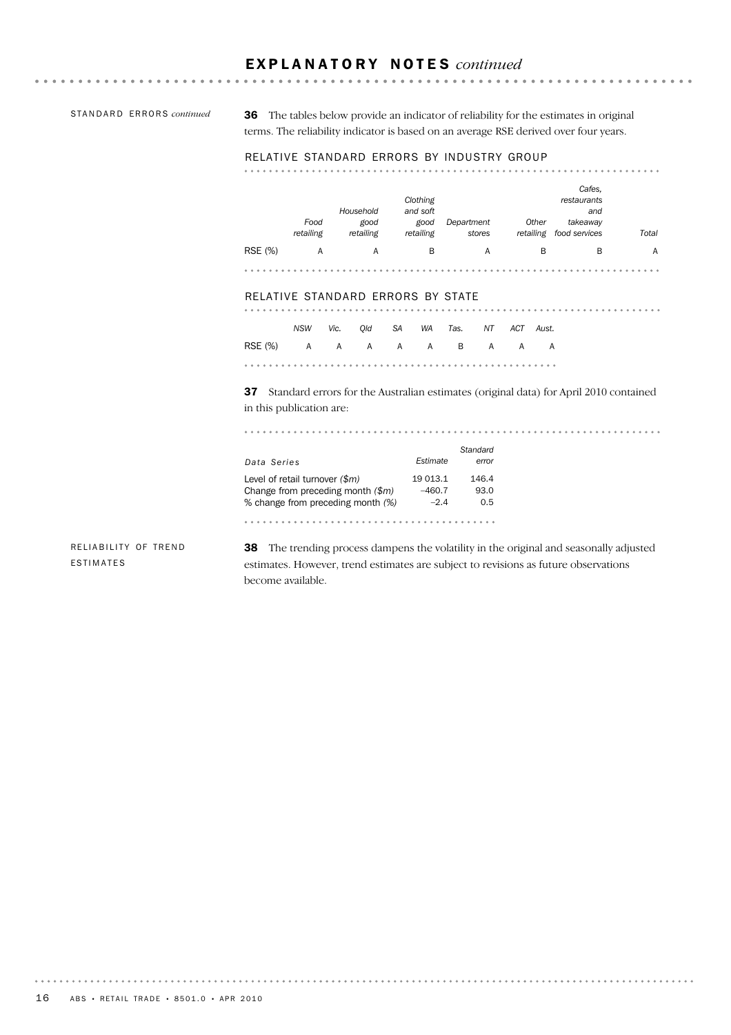## EXPLANATORY NOTES *continued*

STANDARD ERRORS *continued*

**36** The tables below provide an indicator of reliability for the estimates in original terms. The reliability indicator is based on an average RSE derived over four years.

RELATIVE STANDARD ERRORS BY INDUSTRY GROUP

| | Food retailing | Household good retailing | Clothing and soft good retailing | Department stores | Other retailing | Cafes, restaurants and takeaway food services | Total |
|---|---|---|---|---|---|---|---|
| RSE (%) | A | A | B | A | B | B | A |

RELATIVE STANDARD ERRORS BY STATE

| | NSW | Vic. | Qld | SA | WA | Tas. | NT | ACT | Aust. |
|---|---|---|---|---|---|---|---|---|---|
| RSE (%) | A | A | A | A | A | B | A | A | A |

**37** Standard errors for the Australian estimates (original data) for April 2010 contained in this publication are:

| Data Series | Estimate | Standard error |
|---|---|---|
| Level of retail turnover *($m)* | 19 013.1 | 146.4 |
| Change from preceding month *($m)* | –460.7 | 93.0 |
| % change from preceding month *(%)* | –2.4 | 0.5 |

RELIABILITY OF TREND ESTIMATES

**38** The trending process dampens the volatility in the original and seasonally adjusted estimates. However, trend estimates are subject to revisions as future observations become available.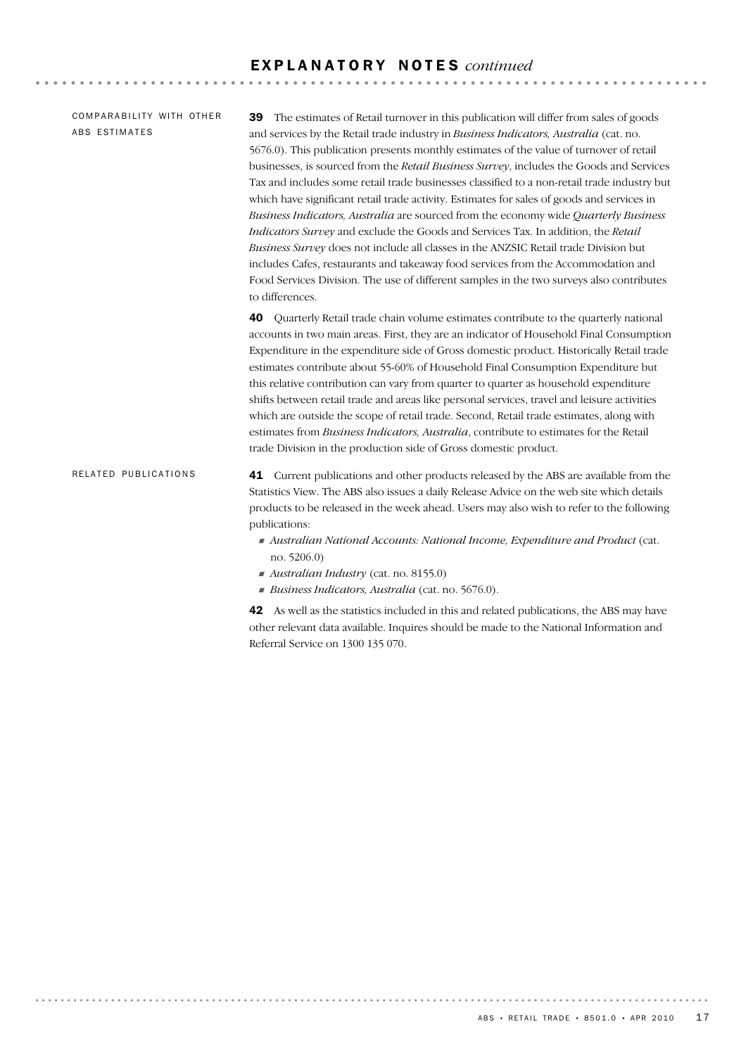# EXPLANATORY NOTES *continued*

## COMPARABILITY WITH OTHER ABS ESTIMATES

**39** The estimates of Retail turnover in this publication will differ from sales of goods and services by the Retail trade industry in *Business Indicators, Australia* (cat. no. 5676.0). This publication presents monthly estimates of the value of turnover of retail businesses, is sourced from the *Retail Business Survey*, includes the Goods and Services Tax and includes some retail trade businesses classified to a non-retail trade industry but which have significant retail trade activity. Estimates for sales of goods and services in *Business Indicators, Australia* are sourced from the economy wide *Quarterly Business Indicators Survey* and exclude the Goods and Services Tax. In addition, the *Retail Business Survey* does not include all classes in the ANZSIC Retail trade Division but includes Cafes, restaurants and takeaway food services from the Accommodation and Food Services Division. The use of different samples in the two surveys also contributes to differences.

**40** Quarterly Retail trade chain volume estimates contribute to the quarterly national accounts in two main areas. First, they are an indicator of Household Final Consumption Expenditure in the expenditure side of Gross domestic product. Historically Retail trade estimates contribute about 55-60% of Household Final Consumption Expenditure but this relative contribution can vary from quarter to quarter as household expenditure shifts between retail trade and areas like personal services, travel and leisure activities which are outside the scope of retail trade. Second, Retail trade estimates, along with estimates from *Business Indicators, Australia*, contribute to estimates for the Retail trade Division in the production side of Gross domestic product.

## RELATED PUBLICATIONS

**41** Current publications and other products released by the ABS are available from the Statistics View. The ABS also issues a daily Release Advice on the web site which details products to be released in the week ahead. Users may also wish to refer to the following publications:

- *Australian National Accounts: National Income, Expenditure and Product* (cat. no. 5206.0)
- *Australian Industry* (cat. no. 8155.0)
- *Business Indicators, Australia* (cat. no. 5676.0).

**42** As well as the statistics included in this and related publications, the ABS may have other relevant data available. Inquires should be made to the National Information and Referral Service on 1300 135 070.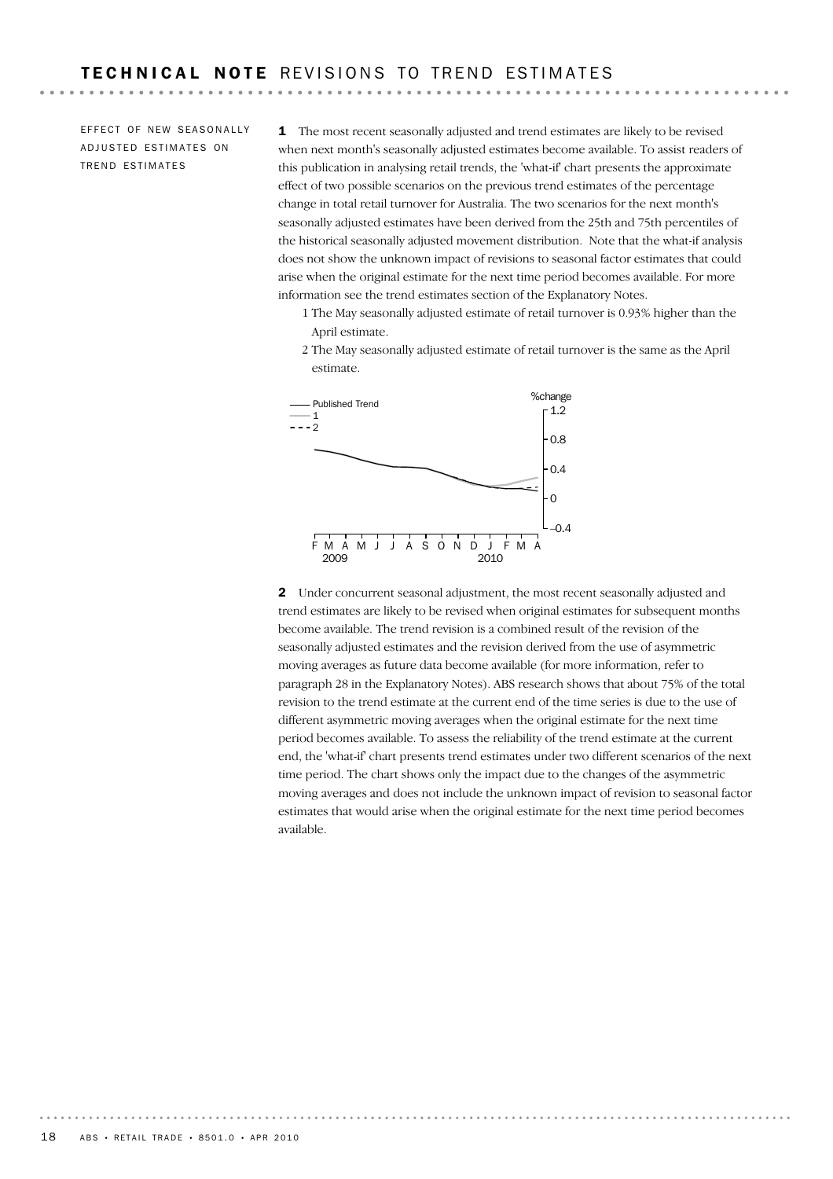# TECHNICAL NOTE REVISIONS TO TREND ESTIMATES

## EFFECT OF NEW SEASONALLY ADJUSTED ESTIMATES ON TREND ESTIMATES

**1** The most recent seasonally adjusted and trend estimates are likely to be revised when next month's seasonally adjusted estimates become available. To assist readers of this publication in analysing retail trends, the 'what-if' chart presents the approximate effect of two possible scenarios on the previous trend estimates of the percentage change in total retail turnover for Australia. The two scenarios for the next month's seasonally adjusted estimates have been derived from the 25th and 75th percentiles of the historical seasonally adjusted movement distribution. Note that the what-if analysis does not show the unknown impact of revisions to seasonal factor estimates that could arise when the original estimate for the next time period becomes available. For more information see the trend estimates section of the Explanatory Notes.

1 The May seasonally adjusted estimate of retail turnover is 0.93% higher than the April estimate.

2 The May seasonally adjusted estimate of retail turnover is the same as the April estimate.

**2** Under concurrent seasonal adjustment, the most recent seasonally adjusted and trend estimates are likely to be revised when original estimates for subsequent months become available. The trend revision is a combined result of the revision of the seasonally adjusted estimates and the revision derived from the use of asymmetric moving averages as future data become available (for more information, refer to paragraph 28 in the Explanatory Notes). ABS research shows that about 75% of the total revision to the trend estimate at the current end of the time series is due to the use of different asymmetric moving averages when the original estimate for the next time period becomes available. To assess the reliability of the trend estimate at the current end, the 'what-if' chart presents trend estimates under two different scenarios of the next time period. The chart shows only the impact due to the changes of the asymmetric moving averages and does not include the unknown impact of revision to seasonal factor estimates that would arise when the original estimate for the next time period becomes available.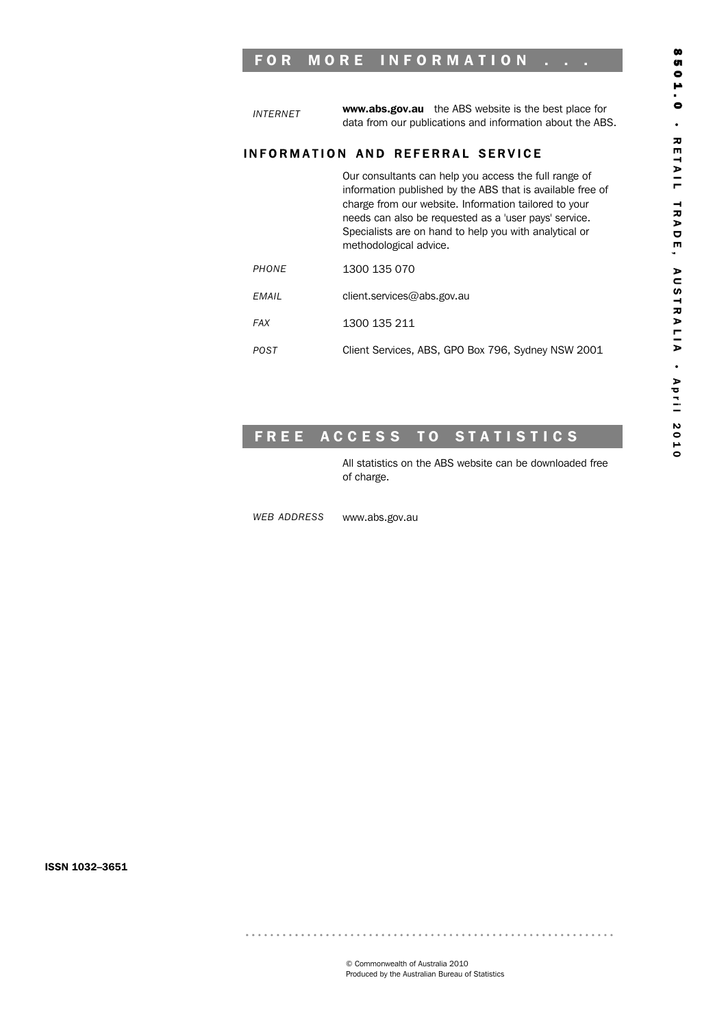## FOR MORE INFORMATION . . .

*INTERNET* **www.abs.gov.au** the ABS website is the best place for data from our publications and information about the ABS.

### INFORMATION AND REFERRAL SERVICE

Our consultants can help you access the full range of information published by the ABS that is available free of charge from our website. Information tailored to your needs can also be requested as a 'user pays' service. Specialists are on hand to help you with analytical or methodological advice.

*PHONE* 1300 135 070

*EMAIL* client.services@abs.gov.au

*FAX* 1300 135 211

*POST* Client Services, ABS, GPO Box 796, Sydney NSW 2001

## FREE ACCESS TO STATISTICS

All statistics on the ABS website can be downloaded free of charge.

*WEB ADDRESS* www.abs.gov.au

**ISSN 1032–3651**

© Commonwealth of Australia 2010
Produced by the Australian Bureau of Statistics